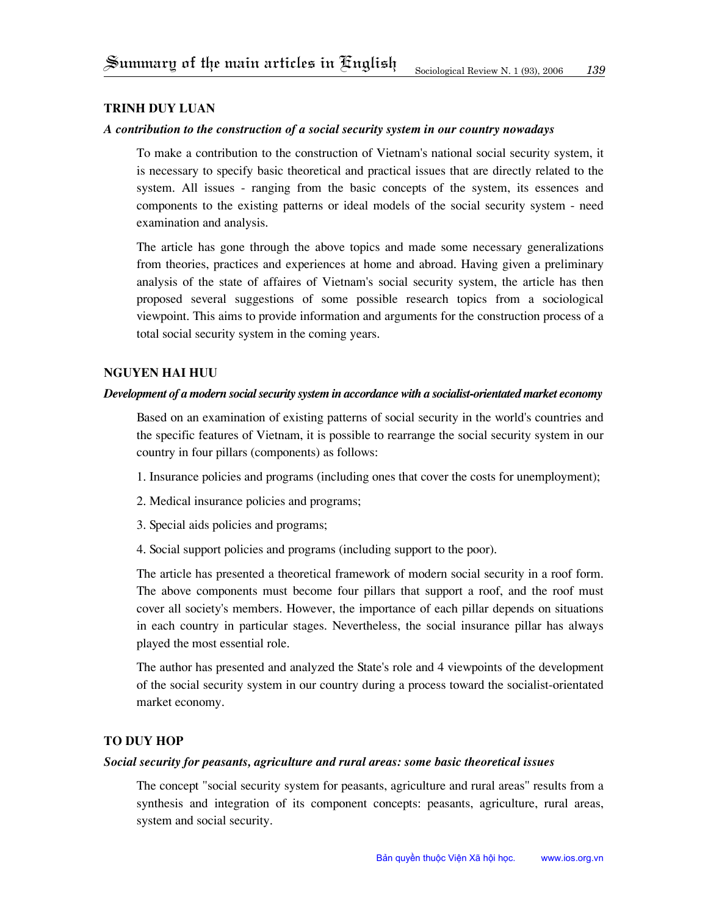# Summary of the main articles in English

## TRINH DUY LUAN

***A contribution to the construction of a social security system in our country nowadays***

To make a contribution to the construction of Vietnam's national social security system, it is necessary to specify basic theoretical and practical issues that are directly related to the system. All issues - ranging from the basic concepts of the system, its essences and components to the existing patterns or ideal models of the social security system - need examination and analysis.

The article has gone through the above topics and made some necessary generalizations from theories, practices and experiences at home and abroad. Having given a preliminary analysis of the state of affaires of Vietnam's social security system, the article has then proposed several suggestions of some possible research topics from a sociological viewpoint. This aims to provide information and arguments for the construction process of a total social security system in the coming years.

## NGUYEN HAI HUU

***Development of a modern social security system in accordance with a socialist-orientated market economy***

Based on an examination of existing patterns of social security in the world's countries and the specific features of Vietnam, it is possible to rearrange the social security system in our country in four pillars (components) as follows:

1. Insurance policies and programs (including ones that cover the costs for unemployment);
2. Medical insurance policies and programs;
3. Special aids policies and programs;
4. Social support policies and programs (including support to the poor).

The article has presented a theoretical framework of modern social security in a roof form. The above components must become four pillars that support a roof, and the roof must cover all society's members. However, the importance of each pillar depends on situations in each country in particular stages. Nevertheless, the social insurance pillar has always played the most essential role.

The author has presented and analyzed the State's role and 4 viewpoints of the development of the social security system in our country during a process toward the socialist-orientated market economy.

## TO DUY HOP

***Social security for peasants, agriculture and rural areas: some basic theoretical issues***

The concept "social security system for peasants, agriculture and rural areas" results from a synthesis and integration of its component concepts: peasants, agriculture, rural areas, system and social security.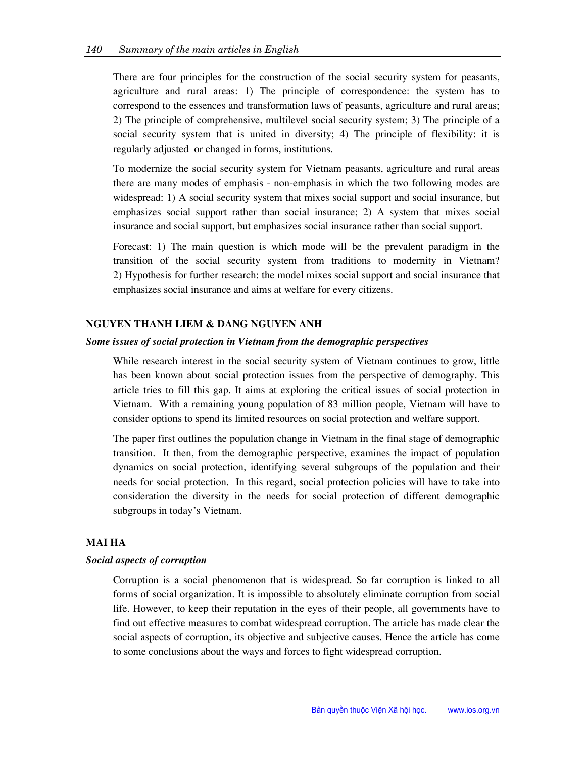There are four principles for the construction of the social security system for peasants, agriculture and rural areas: 1) The principle of correspondence: the system has to correspond to the essences and transformation laws of peasants, agriculture and rural areas; 2) The principle of comprehensive, multilevel social security system; 3) The principle of a social security system that is united in diversity; 4) The principle of flexibility: it is regularly adjusted or changed in forms, institutions.

To modernize the social security system for Vietnam peasants, agriculture and rural areas there are many modes of emphasis - non-emphasis in which the two following modes are widespread: 1) A social security system that mixes social support and social insurance, but emphasizes social support rather than social insurance; 2) A system that mixes social insurance and social support, but emphasizes social insurance rather than social support.

Forecast: 1) The main question is which mode will be the prevalent paradigm in the transition of the social security system from traditions to modernity in Vietnam? 2) Hypothesis for further research: the model mixes social support and social insurance that emphasizes social insurance and aims at welfare for every citizens.

**NGUYEN THANH LIEM & DANG NGUYEN ANH**

***Some issues of social protection in Vietnam from the demographic perspectives***

While research interest in the social security system of Vietnam continues to grow, little has been known about social protection issues from the perspective of demography. This article tries to fill this gap. It aims at exploring the critical issues of social protection in Vietnam. With a remaining young population of 83 million people, Vietnam will have to consider options to spend its limited resources on social protection and welfare support.

The paper first outlines the population change in Vietnam in the final stage of demographic transition. It then, from the demographic perspective, examines the impact of population dynamics on social protection, identifying several subgroups of the population and their needs for social protection. In this regard, social protection policies will have to take into consideration the diversity in the needs for social protection of different demographic subgroups in today's Vietnam.

**MAI HA**

***Social aspects of corruption***

Corruption is a social phenomenon that is widespread. So far corruption is linked to all forms of social organization. It is impossible to absolutely eliminate corruption from social life. However, to keep their reputation in the eyes of their people, all governments have to find out effective measures to combat widespread corruption. The article has made clear the social aspects of corruption, its objective and subjective causes. Hence the article has come to some conclusions about the ways and forces to fight widespread corruption.